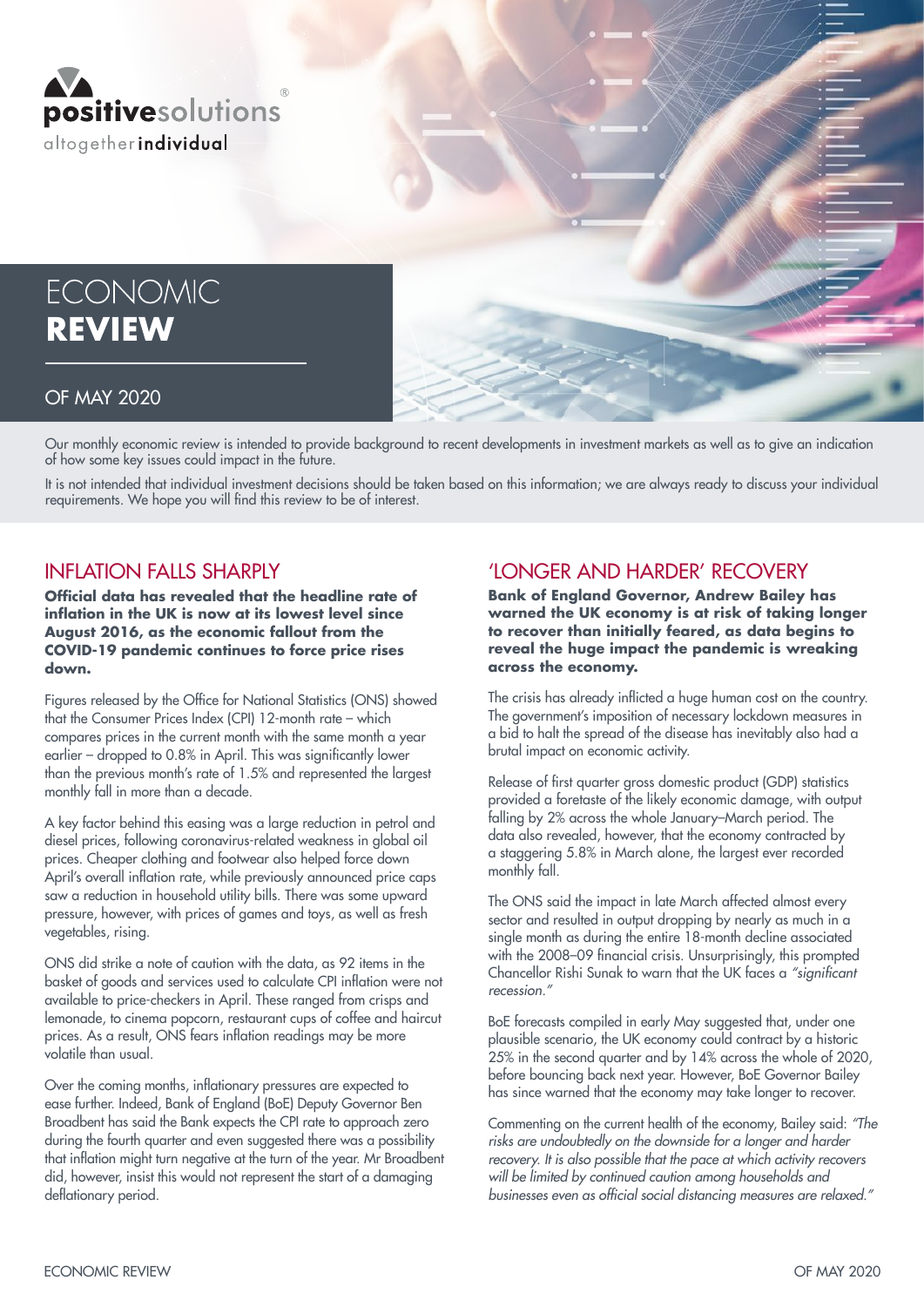positivesolutions®
altogether **individual**

# ECONOMIC **REVIEW**

## OF MAY 2020

Our monthly economic review is intended to provide background to recent developments in investment markets as well as to give an indication of how some key issues could impact in the future.

It is not intended that individual investment decisions should be taken based on this information; we are always ready to discuss your individual requirements. We hope you will find this review to be of interest.

## INFLATION FALLS SHARPLY

**Official data has revealed that the headline rate of inflation in the UK is now at its lowest level since August 2016, as the economic fallout from the COVID-19 pandemic continues to force price rises down.**

Figures released by the Office for National Statistics (ONS) showed that the Consumer Prices Index (CPI) 12-month rate – which compares prices in the current month with the same month a year earlier – dropped to 0.8% in April. This was significantly lower than the previous month's rate of 1.5% and represented the largest monthly fall in more than a decade.

A key factor behind this easing was a large reduction in petrol and diesel prices, following coronavirus-related weakness in global oil prices. Cheaper clothing and footwear also helped force down April's overall inflation rate, while previously announced price caps saw a reduction in household utility bills. There was some upward pressure, however, with prices of games and toys, as well as fresh vegetables, rising.

ONS did strike a note of caution with the data, as 92 items in the basket of goods and services used to calculate CPI inflation were not available to price-checkers in April. These ranged from crisps and lemonade, to cinema popcorn, restaurant cups of coffee and haircut prices. As a result, ONS fears inflation readings may be more volatile than usual.

Over the coming months, inflationary pressures are expected to ease further. Indeed, Bank of England (BoE) Deputy Governor Ben Broadbent has said the Bank expects the CPI rate to approach zero during the fourth quarter and even suggested there was a possibility that inflation might turn negative at the turn of the year. Mr Broadbent did, however, insist this would not represent the start of a damaging deflationary period.

## 'LONGER AND HARDER' RECOVERY

**Bank of England Governor, Andrew Bailey has warned the UK economy is at risk of taking longer to recover than initially feared, as data begins to reveal the huge impact the pandemic is wreaking across the economy.**

The crisis has already inflicted a huge human cost on the country. The government's imposition of necessary lockdown measures in a bid to halt the spread of the disease has inevitably also had a brutal impact on economic activity.

Release of first quarter gross domestic product (GDP) statistics provided a foretaste of the likely economic damage, with output falling by 2% across the whole January–March period. The data also revealed, however, that the economy contracted by a staggering 5.8% in March alone, the largest ever recorded monthly fall.

The ONS said the impact in late March affected almost every sector and resulted in output dropping by nearly as much in a single month as during the entire 18-month decline associated with the 2008–09 financial crisis. Unsurprisingly, this prompted Chancellor Rishi Sunak to warn that the UK faces a *"significant recession."*

BoE forecasts compiled in early May suggested that, under one plausible scenario, the UK economy could contract by a historic 25% in the second quarter and by 14% across the whole of 2020, before bouncing back next year. However, BoE Governor Bailey has since warned that the economy may take longer to recover.

Commenting on the current health of the economy, Bailey said: *"The risks are undoubtedly on the downside for a longer and harder recovery. It is also possible that the pace at which activity recovers will be limited by continued caution among households and businesses even as official social distancing measures are relaxed."*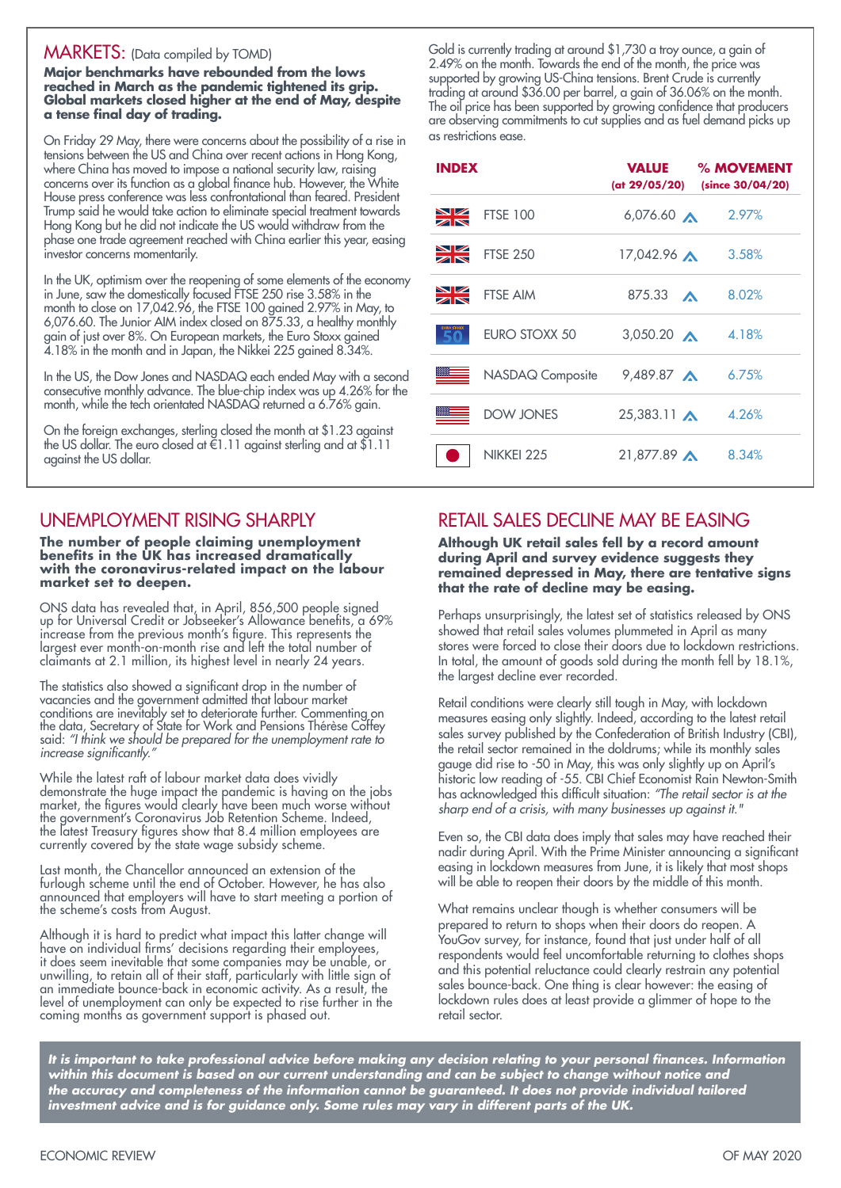## MARKETS: (Data compiled by TOMD)

**Major benchmarks have rebounded from the lows reached in March as the pandemic tightened its grip. Global markets closed higher at the end of May, despite a tense final day of trading.**

On Friday 29 May, there were concerns about the possibility of a rise in tensions between the US and China over recent actions in Hong Kong, where China has moved to impose a national security law, raising concerns over its function as a global finance hub. However, the White House press conference was less confrontational than feared. President Trump said he would take action to eliminate special treatment towards Hong Kong but he did not indicate the US would withdraw from the phase one trade agreement reached with China earlier this year, easing investor concerns momentarily.

In the UK, optimism over the reopening of some elements of the economy in June, saw the domestically focused FTSE 250 rise 3.58% in the month to close on 17,042.96, the FTSE 100 gained 2.97% in May, to 6,076.60. The Junior AIM index closed on 875.33, a healthy monthly gain of just over 8%. On European markets, the Euro Stoxx gained 4.18% in the month and in Japan, the Nikkei 225 gained 8.34%.

In the US, the Dow Jones and NASDAQ each ended May with a second consecutive monthly advance. The blue-chip index was up 4.26% for the month, while the tech orientated NASDAQ returned a 6.76% gain.

On the foreign exchanges, sterling closed the month at $1.23 against the US dollar. The euro closed at €1.11 against sterling and at $1.11 against the US dollar.

Gold is currently trading at around $1,730 a troy ounce, a gain of 2.49% on the month. Towards the end of the month, the price was supported by growing US-China tensions. Brent Crude is currently trading at around $36.00 per barrel, a gain of 36.06% on the month. The oil price has been supported by growing confidence that producers are observing commitments to cut supplies and as fuel demand picks up as restrictions ease.

| INDEX | VALUE (at 29/05/20) | % MOVEMENT (since 30/04/20) |
|---|---|---|
| FTSE 100 | 6,076.60 | 2.97% |
| FTSE 250 | 17,042.96 | 3.58% |
| FTSE AIM | 875.33 | 8.02% |
| EURO STOXX 50 | 3,050.20 | 4.18% |
| NASDAQ Composite | 9,489.87 | 6.75% |
| DOW JONES | 25,383.11 | 4.26% |
| NIKKEI 225 | 21,877.89 | 8.34% |

## UNEMPLOYMENT RISING SHARPLY

**The number of people claiming unemployment benefits in the UK has increased dramatically with the coronavirus-related impact on the labour market set to deepen.**

ONS data has revealed that, in April, 856,500 people signed up for Universal Credit or Jobseeker's Allowance benefits, a 69% increase from the previous month's figure. This represents the largest ever month-on-month rise and left the total number of claimants at 2.1 million, its highest level in nearly 24 years.

The statistics also showed a significant drop in the number of vacancies and the government admitted that labour market conditions are inevitably set to deteriorate further. Commenting on the data, Secretary of State for Work and Pensions Thérèse Coffey said: *"I think we should be prepared for the unemployment rate to increase significantly."*

While the latest raft of labour market data does vividly demonstrate the huge impact the pandemic is having on the jobs market, the figures would clearly have been much worse without the government's Coronavirus Job Retention Scheme. Indeed, the latest Treasury figures show that 8.4 million employees are currently covered by the state wage subsidy scheme.

Last month, the Chancellor announced an extension of the furlough scheme until the end of October. However, he has also announced that employers will have to start meeting a portion of the scheme's costs from August.

Although it is hard to predict what impact this latter change will have on individual firms' decisions regarding their employees, it does seem inevitable that some companies may be unable, or unwilling, to retain all of their staff, particularly with little sign of an immediate bounce-back in economic activity. As a result, the level of unemployment can only be expected to rise further in the coming months as government support is phased out.

## RETAIL SALES DECLINE MAY BE EASING

**Although UK retail sales fell by a record amount during April and survey evidence suggests they remained depressed in May, there are tentative signs that the rate of decline may be easing.**

Perhaps unsurprisingly, the latest set of statistics released by ONS showed that retail sales volumes plummeted in April as many stores were forced to close their doors due to lockdown restrictions. In total, the amount of goods sold during the month fell by 18.1%, the largest decline ever recorded.

Retail conditions were clearly still tough in May, with lockdown measures easing only slightly. Indeed, according to the latest retail sales survey published by the Confederation of British Industry (CBI), the retail sector remained in the doldrums; while its monthly sales gauge did rise to -50 in May, this was only slightly up on April's historic low reading of -55. CBI Chief Economist Rain Newton-Smith has acknowledged this difficult situation: *"The retail sector is at the sharp end of a crisis, with many businesses up against it."*

Even so, the CBI data does imply that sales may have reached their nadir during April. With the Prime Minister announcing a significant easing in lockdown measures from June, it is likely that most shops will be able to reopen their doors by the middle of this month.

What remains unclear though is whether consumers will be prepared to return to shops when their doors do reopen. A YouGov survey, for instance, found that just under half of all respondents would feel uncomfortable returning to clothes shops and this potential reluctance could clearly restrain any potential sales bounce-back. One thing is clear however: the easing of lockdown rules does at least provide a glimmer of hope to the retail sector.

***It is important to take professional advice before making any decision relating to your personal finances. Information within this document is based on our current understanding and can be subject to change without notice and the accuracy and completeness of the information cannot be guaranteed. It does not provide individual tailored investment advice and is for guidance only. Some rules may vary in different parts of the UK.***